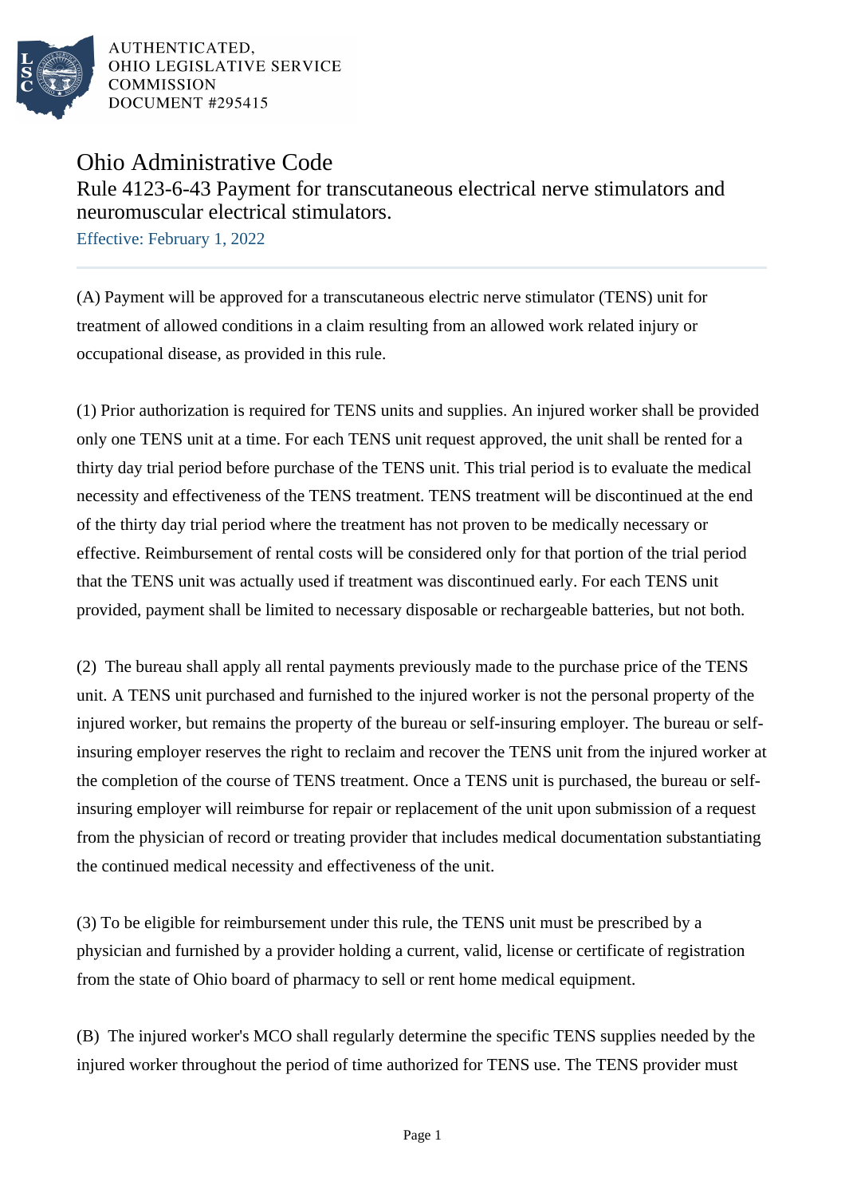AUTHENTICATED,
OHIO LEGISLATIVE SERVICE
COMMISSION
DOCUMENT #295415

# Ohio Administrative Code

## Rule 4123-6-43 Payment for transcutaneous electrical nerve stimulators and neuromuscular electrical stimulators.

Effective: February 1, 2022

(A) Payment will be approved for a transcutaneous electric nerve stimulator (TENS) unit for treatment of allowed conditions in a claim resulting from an allowed work related injury or occupational disease, as provided in this rule.

(1) Prior authorization is required for TENS units and supplies. An injured worker shall be provided only one TENS unit at a time. For each TENS unit request approved, the unit shall be rented for a thirty day trial period before purchase of the TENS unit. This trial period is to evaluate the medical necessity and effectiveness of the TENS treatment. TENS treatment will be discontinued at the end of the thirty day trial period where the treatment has not proven to be medically necessary or effective. Reimbursement of rental costs will be considered only for that portion of the trial period that the TENS unit was actually used if treatment was discontinued early. For each TENS unit provided, payment shall be limited to necessary disposable or rechargeable batteries, but not both.

(2) The bureau shall apply all rental payments previously made to the purchase price of the TENS unit. A TENS unit purchased and furnished to the injured worker is not the personal property of the injured worker, but remains the property of the bureau or self-insuring employer. The bureau or self-insuring employer reserves the right to reclaim and recover the TENS unit from the injured worker at the completion of the course of TENS treatment. Once a TENS unit is purchased, the bureau or self-insuring employer will reimburse for repair or replacement of the unit upon submission of a request from the physician of record or treating provider that includes medical documentation substantiating the continued medical necessity and effectiveness of the unit.

(3) To be eligible for reimbursement under this rule, the TENS unit must be prescribed by a physician and furnished by a provider holding a current, valid, license or certificate of registration from the state of Ohio board of pharmacy to sell or rent home medical equipment.

(B) The injured worker's MCO shall regularly determine the specific TENS supplies needed by the injured worker throughout the period of time authorized for TENS use. The TENS provider must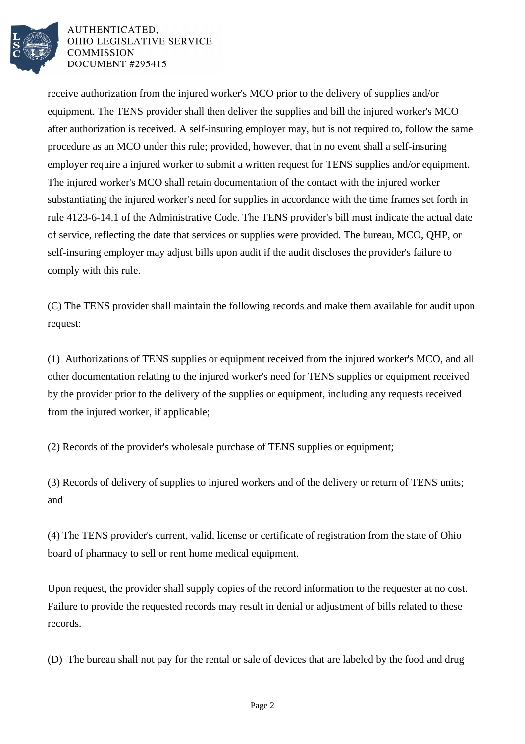receive authorization from the injured worker's MCO prior to the delivery of supplies and/or equipment. The TENS provider shall then deliver the supplies and bill the injured worker's MCO after authorization is received. A self-insuring employer may, but is not required to, follow the same procedure as an MCO under this rule; provided, however, that in no event shall a self-insuring employer require a injured worker to submit a written request for TENS supplies and/or equipment. The injured worker's MCO shall retain documentation of the contact with the injured worker substantiating the injured worker's need for supplies in accordance with the time frames set forth in rule 4123-6-14.1 of the Administrative Code. The TENS provider's bill must indicate the actual date of service, reflecting the date that services or supplies were provided. The bureau, MCO, QHP, or self-insuring employer may adjust bills upon audit if the audit discloses the provider's failure to comply with this rule.

(C) The TENS provider shall maintain the following records and make them available for audit upon request:

(1) Authorizations of TENS supplies or equipment received from the injured worker's MCO, and all other documentation relating to the injured worker's need for TENS supplies or equipment received by the provider prior to the delivery of the supplies or equipment, including any requests received from the injured worker, if applicable;

(2) Records of the provider's wholesale purchase of TENS supplies or equipment;

(3) Records of delivery of supplies to injured workers and of the delivery or return of TENS units; and

(4) The TENS provider's current, valid, license or certificate of registration from the state of Ohio board of pharmacy to sell or rent home medical equipment.

Upon request, the provider shall supply copies of the record information to the requester at no cost. Failure to provide the requested records may result in denial or adjustment of bills related to these records.

(D) The bureau shall not pay for the rental or sale of devices that are labeled by the food and drug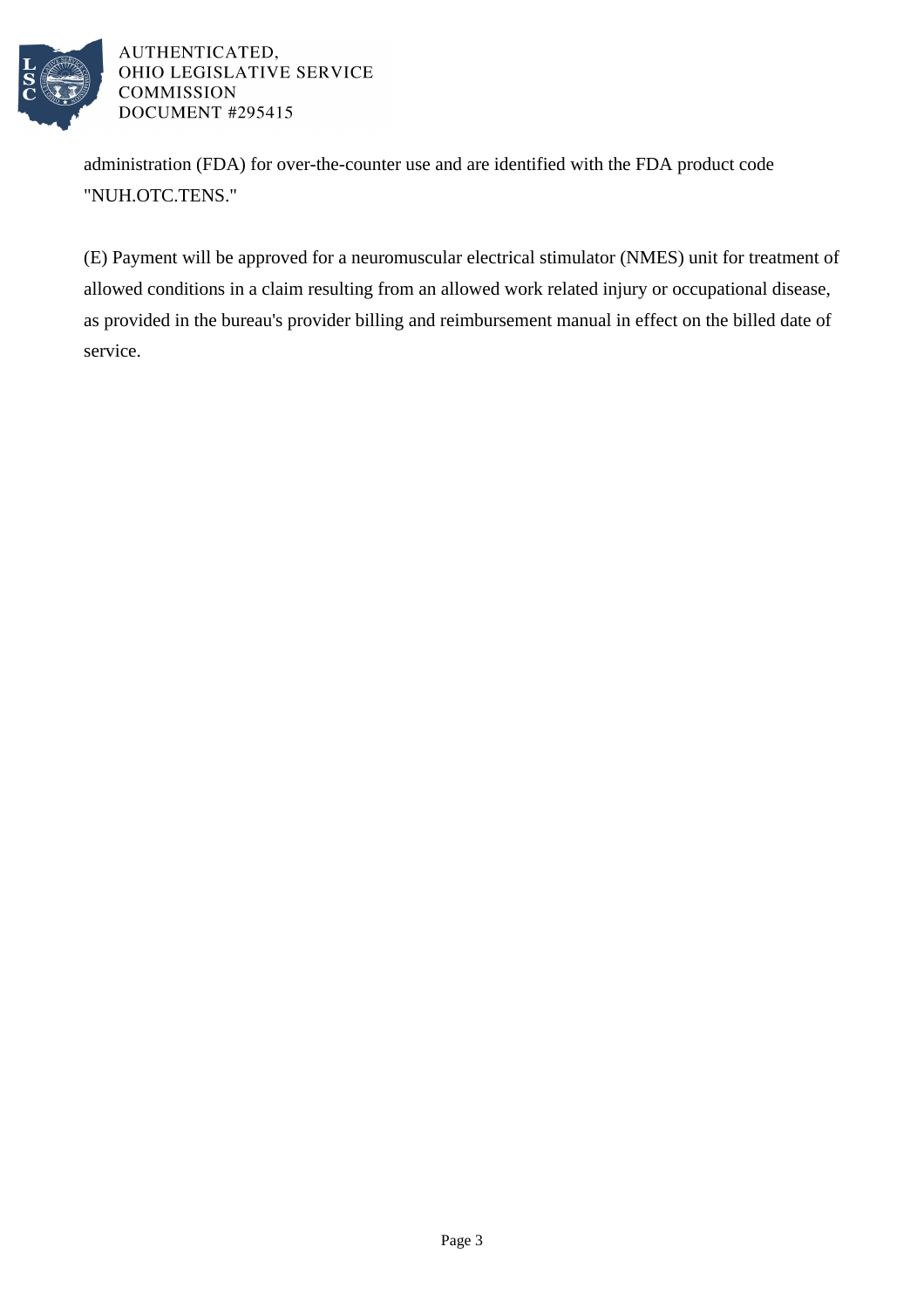administration (FDA) for over-the-counter use and are identified with the FDA product code "NUH.OTC.TENS."

(E) Payment will be approved for a neuromuscular electrical stimulator (NMES) unit for treatment of allowed conditions in a claim resulting from an allowed work related injury or occupational disease, as provided in the bureau's provider billing and reimbursement manual in effect on the billed date of service.